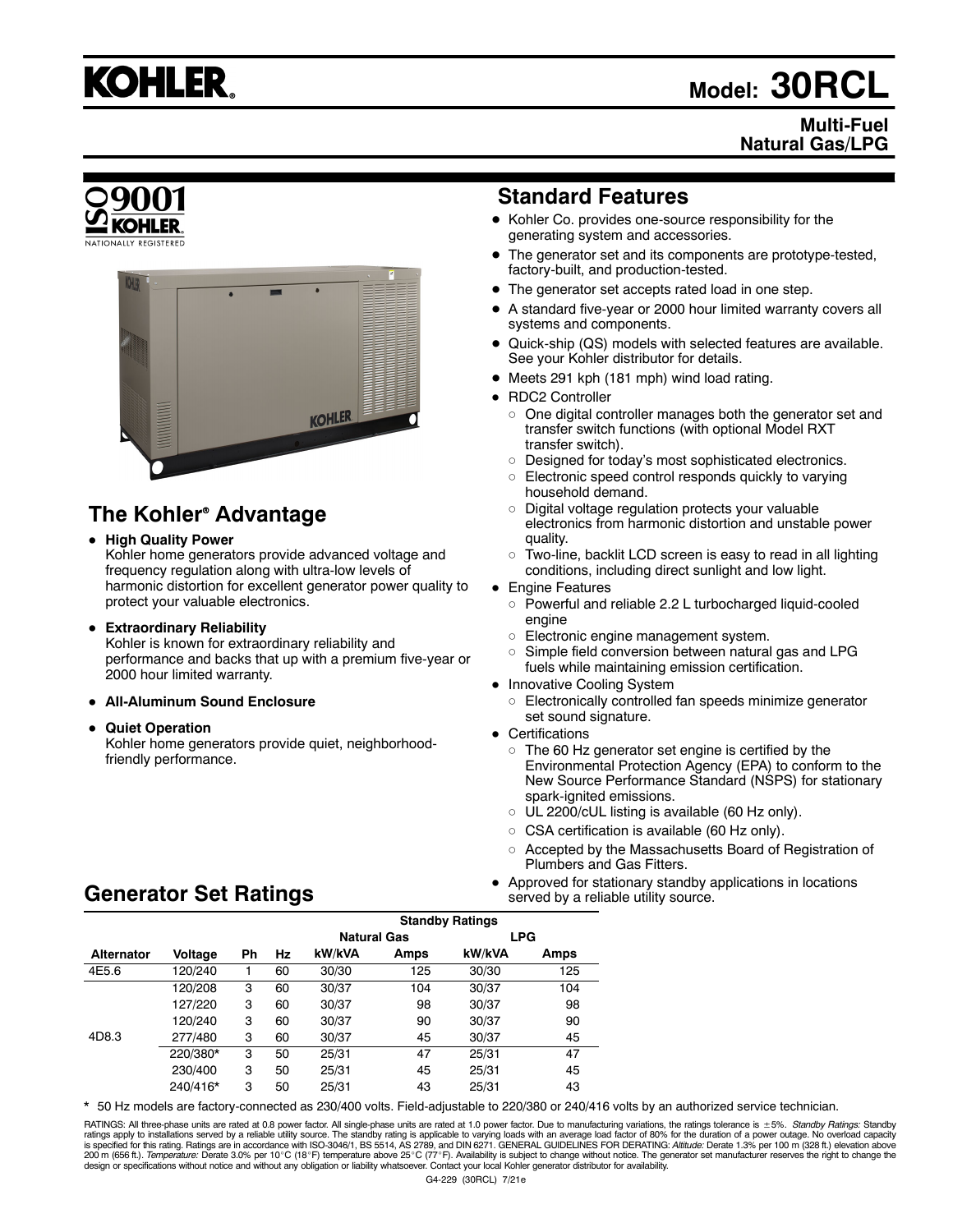# KOHLER

# Model: 30RCL

**Multi-Fuel**
**Natural Gas/LPG**

ISO 9001 KOHLER NATIONALLY REGISTERED

## The Kohler® Advantage

- **High Quality Power**
  Kohler home generators provide advanced voltage and frequency regulation along with ultra-low levels of harmonic distortion for excellent generator power quality to protect your valuable electronics.
- **Extraordinary Reliability**
  Kohler is known for extraordinary reliability and performance and backs that up with a premium five-year or 2000 hour limited warranty.
- **All-Aluminum Sound Enclosure**
- **Quiet Operation**
  Kohler home generators provide quiet, neighborhood-friendly performance.

## Standard Features

- Kohler Co. provides one-source responsibility for the generating system and accessories.
- The generator set and its components are prototype-tested, factory-built, and production-tested.
- The generator set accepts rated load in one step.
- A standard five-year or 2000 hour limited warranty covers all systems and components.
- Quick-ship (QS) models with selected features are available. See your Kohler distributor for details.
- Meets 291 kph (181 mph) wind load rating.
- RDC2 Controller
  - One digital controller manages both the generator set and transfer switch functions (with optional Model RXT transfer switch).
  - Designed for today's most sophisticated electronics.
  - Electronic speed control responds quickly to varying household demand.
  - Digital voltage regulation protects your valuable electronics from harmonic distortion and unstable power quality.
  - Two-line, backlit LCD screen is easy to read in all lighting conditions, including direct sunlight and low light.
- Engine Features
  - Powerful and reliable 2.2 L turbocharged liquid-cooled engine
  - Electronic engine management system.
  - Simple field conversion between natural gas and LPG fuels while maintaining emission certification.
- Innovative Cooling System
  - Electronically controlled fan speeds minimize generator set sound signature.
- Certifications
  - The 60 Hz generator set engine is certified by the Environmental Protection Agency (EPA) to conform to the New Source Performance Standard (NSPS) for stationary spark-ignited emissions.
  - UL 2200/cUL listing is available (60 Hz only).
  - CSA certification is available (60 Hz only).
  - Accepted by the Massachusetts Board of Registration of Plumbers and Gas Fitters.
- Approved for stationary standby applications in locations served by a reliable utility source.

## Generator Set Ratings

| | | | | Standby Ratings | | | |
|---|---|---|---|---|---|---|---|
| | | | | Natural Gas | | LPG | |
| Alternator | Voltage | Ph | Hz | kW/kVA | Amps | kW/kVA | Amps |
| 4E5.6 | 120/240 | 1 | 60 | 30/30 | 125 | 30/30 | 125 |
| 4D8.3 | 120/208 | 3 | 60 | 30/37 | 104 | 30/37 | 104 |
| | 127/220 | 3 | 60 | 30/37 | 98 | 30/37 | 98 |
| | 120/240 | 3 | 60 | 30/37 | 90 | 30/37 | 90 |
| | 277/480 | 3 | 60 | 30/37 | 45 | 30/37 | 45 |
| | 220/380* | 3 | 50 | 25/31 | 47 | 25/31 | 47 |
| | 230/400 | 3 | 50 | 25/31 | 45 | 25/31 | 45 |
| | 240/416* | 3 | 50 | 25/31 | 43 | 25/31 | 43 |

\* 50 Hz models are factory-connected as 230/400 volts. Field-adjustable to 220/380 or 240/416 volts by an authorized service technician.

RATINGS: All three-phase units are rated at 0.8 power factor. All single-phase units are rated at 1.0 power factor. Due to manufacturing variations, the ratings tolerance is ±5%. *Standby Ratings:* Standby ratings apply to installations served by a reliable utility source. The standby rating is applicable to varying loads with an average load factor of 80% for the duration of a power outage. No overload capacity is specified for this rating. Ratings are in accordance with ISO-3046/1, BS 5514, AS 2789, and DIN 6271. GENERAL GUIDELINES FOR DERATING: *Altitude:* Derate 1.3% per 100 m (328 ft.) elevation above 200 m (656 ft.). *Temperature:* Derate 3.0% per 10°C (18°F) temperature above 25°C (77°F). Availability is subject to change without notice. The generator set manufacturer reserves the right to change the design or specifications without notice and without any obligation or liability whatsoever. Contact your local Kohler generator distributor for availability.

G4-229 (30RCL) 7/21e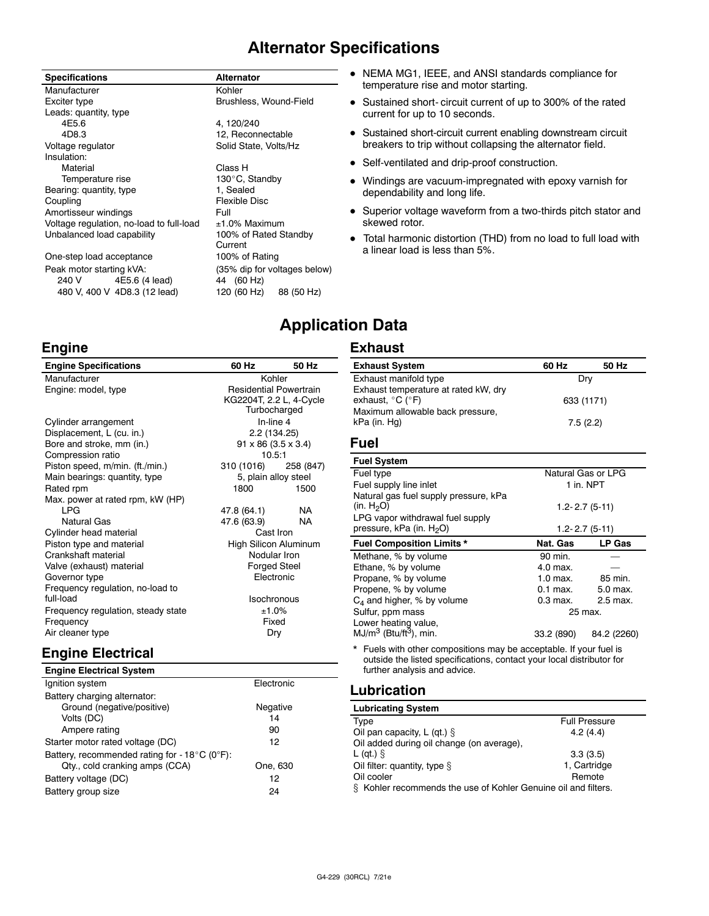# Alternator Specifications

| Specifications | Alternator |
|---|---|
| Manufacturer | Kohler |
| Exciter type | Brushless, Wound-Field |
| Leads: quantity, type | |
| 4E5.6 | 4, 120/240 |
| 4D8.3 | 12, Reconnectable |
| Voltage regulator | Solid State, Volts/Hz |
| Insulation: | |
| Material | Class H |
| Temperature rise | 130°C, Standby |
| Bearing: quantity, type | 1, Sealed |
| Coupling | Flexible Disc |
| Amortisseur windings | Full |
| Voltage regulation, no-load to full-load | ±1.0% Maximum |
| Unbalanced load capability | 100% of Rated Standby Current |
| One-step load acceptance | 100% of Rating |
| Peak motor starting kVA: | (35% dip for voltages below) |
| 240 V 4E5.6 (4 lead) | 44 (60 Hz) |
| 480 V, 400 V 4D8.3 (12 lead) | 120 (60 Hz) 88 (50 Hz) |

- NEMA MG1, IEEE, and ANSI standards compliance for temperature rise and motor starting.
- Sustained short- circuit current of up to 300% of the rated current for up to 10 seconds.
- Sustained short-circuit current enabling downstream circuit breakers to trip without collapsing the alternator field.
- Self-ventilated and drip-proof construction.
- Windings are vacuum-impregnated with epoxy varnish for dependability and long life.
- Superior voltage waveform from a two-thirds pitch stator and skewed rotor.
- Total harmonic distortion (THD) from no load to full load with a linear load is less than 5%.

# Application Data

## Engine

| Engine Specifications | 60 Hz | 50 Hz |
|---|---|---|
| Manufacturer | Kohler | |
| Engine: model, type | Residential Powertrain KG2204T, 2.2 L, 4-Cycle Turbocharged | |
| Cylinder arrangement | In-line 4 | |
| Displacement, L (cu. in.) | 2.2 (134.25) | |
| Bore and stroke, mm (in.) | 91 x 86 (3.5 x 3.4) | |
| Compression ratio | 10.5:1 | |
| Piston speed, m/min. (ft./min.) | 310 (1016) | 258 (847) |
| Main bearings: quantity, type | 5, plain alloy steel | |
| Rated rpm | 1800 | 1500 |
| Max. power at rated rpm, kW (HP) | | |
| LPG | 47.8 (64.1) | NA |
| Natural Gas | 47.6 (63.9) | NA |
| Cylinder head material | Cast Iron | |
| Piston type and material | High Silicon Aluminum | |
| Crankshaft material | Nodular Iron | |
| Valve (exhaust) material | Forged Steel | |
| Governor type | Electronic | |
| Frequency regulation, no-load to full-load | Isochronous | |
| Frequency regulation, steady state | ±1.0% | |
| Frequency | Fixed | |
| Air cleaner type | Dry | |

## Engine Electrical

| Engine Electrical System | |
|---|---|
| Ignition system | Electronic |
| Battery charging alternator: | |
| Ground (negative/positive) | Negative |
| Volts (DC) | 14 |
| Ampere rating | 90 |
| Starter motor rated voltage (DC) | 12 |
| Battery, recommended rating for - 18°C (0°F): | |
| Qty., cold cranking amps (CCA) | One, 630 |
| Battery voltage (DC) | 12 |
| Battery group size | 24 |

## Exhaust

| Exhaust System | 60 Hz | 50 Hz |
|---|---|---|
| Exhaust manifold type | Dry | |
| Exhaust temperature at rated kW, dry exhaust, °C (°F) | 633 (1171) | |
| Maximum allowable back pressure, kPa (in. Hg) | 7.5 (2.2) | |

## Fuel

| Fuel System | | |
|---|---|---|
| Fuel type | Natural Gas or LPG | |
| Fuel supply line inlet | 1 in. NPT | |
| Natural gas fuel supply pressure, kPa (in. $H_2O$) | 1.2- 2.7 (5-11) | |
| LPG vapor withdrawal fuel supply pressure, kPa (in. $H_2O$) | 1.2- 2.7 (5-11) | |
| **Fuel Composition Limits *** | **Nat. Gas** | **LP Gas** |
| Methane, % by volume | 90 min. | — |
| Ethane, % by volume | 4.0 max. | — |
| Propane, % by volume | 1.0 max. | 85 min. |
| Propene, % by volume | 0.1 max. | 5.0 max. |
| $C_4$ and higher, % by volume | 0.3 max. | 2.5 max. |
| Sulfur, ppm mass | 25 max. | |
| Lower heating value, $MJ/m^3$ ($Btu/ft^3$), min. | 33.2 (890) | 84.2 (2260) |

* Fuels with other compositions may be acceptable. If your fuel is outside the listed specifications, contact your local distributor for further analysis and advice.

## Lubrication

| Lubricating System | |
|---|---|
| Type | Full Pressure |
| Oil pan capacity, L (qt.) § | 4.2 (4.4) |
| Oil added during oil change (on average), L (qt.) § | 3.3 (3.5) |
| Oil filter: quantity, type § | 1, Cartridge |
| Oil cooler | Remote |

§ Kohler recommends the use of Kohler Genuine oil and filters.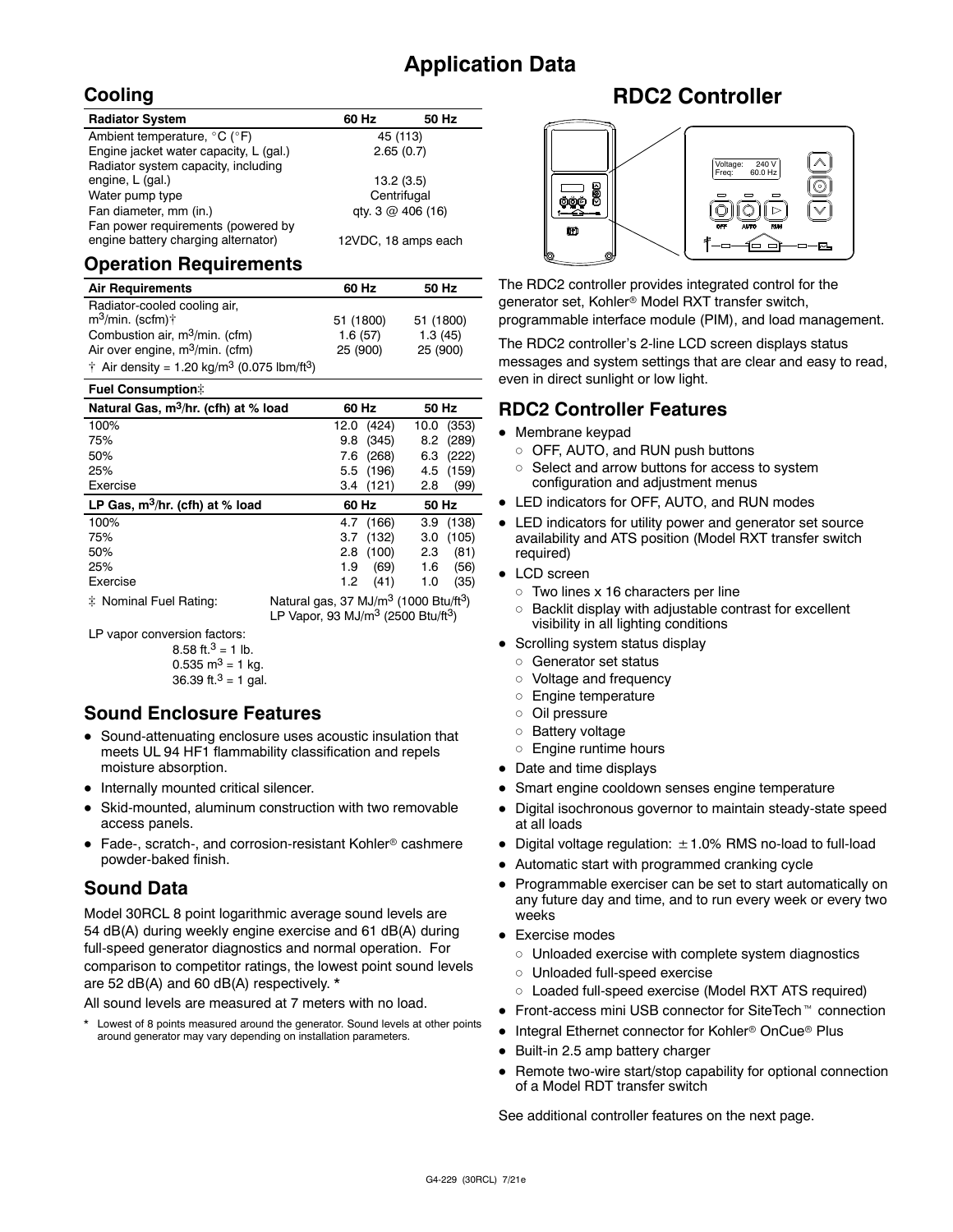# Application Data

## Cooling

| Radiator System | 60 Hz | 50 Hz |
|---|---|---|
| Ambient temperature, °C (°F) | 45 (113) | |
| Engine jacket water capacity, L (gal.) | 2.65 (0.7) | |
| Radiator system capacity, including engine, L (gal.) | 13.2 (3.5) | |
| Water pump type | Centrifugal | |
| Fan diameter, mm (in.) | qty. 3 @ 406 (16) | |
| Fan power requirements (powered by engine battery charging alternator) | 12VDC, 18 amps each | |

## Operation Requirements

| Air Requirements | 60 Hz | 50 Hz |
|---|---|---|
| Radiator-cooled cooling air, $m^3$/min. (scfm)† | 51 (1800) | 51 (1800) |
| Combustion air, $m^3$/min. (cfm) | 1.6 (57) | 1.3 (45) |
| Air over engine, $m^3$/min. (cfm) | 25 (900) | 25 (900) |

† Air density = 1.20 kg/$m^3$ (0.075 lbm/$ft^3$)

**Fuel Consumption‡**

| Natural Gas, $m^3$/hr. (cfh) at % load | 60 Hz | 50 Hz |
|---|---|---|
| 100% | 12.0 (424) | 10.0 (353) |
| 75% | 9.8 (345) | 8.2 (289) |
| 50% | 7.6 (268) | 6.3 (222) |
| 25% | 5.5 (196) | 4.5 (159) |
| Exercise | 3.4 (121) | 2.8 (99) |

| LP Gas, $m^3$/hr. (cfh) at % load | 60 Hz | 50 Hz |
|---|---|---|
| 100% | 4.7 (166) | 3.9 (138) |
| 75% | 3.7 (132) | 3.0 (105) |
| 50% | 2.8 (100) | 2.3 (81) |
| 25% | 1.9 (69) | 1.6 (56) |
| Exercise | 1.2 (41) | 1.0 (35) |

‡ Nominal Fuel Rating: Natural gas, 37 MJ/$m^3$ (1000 Btu/$ft^3$)
LP Vapor, 93 MJ/$m^3$ (2500 Btu/$ft^3$)

LP vapor conversion factors:
8.58 $ft.^3$ = 1 lb.
0.535 $m^3$ = 1 kg.
36.39 $ft.^3$ = 1 gal.

## Sound Enclosure Features

- Sound-attenuating enclosure uses acoustic insulation that meets UL 94 HF1 flammability classification and repels moisture absorption.
- Internally mounted critical silencer.
- Skid-mounted, aluminum construction with two removable access panels.
- Fade-, scratch-, and corrosion-resistant Kohler® cashmere powder-baked finish.

## Sound Data

Model 30RCL 8 point logarithmic average sound levels are 54 dB(A) during weekly engine exercise and 61 dB(A) during full-speed generator diagnostics and normal operation. For comparison to competitor ratings, the lowest point sound levels are 52 dB(A) and 60 dB(A) respectively. *

All sound levels are measured at 7 meters with no load.

\* Lowest of 8 points measured around the generator. Sound levels at other points around generator may vary depending on installation parameters.

# RDC2 Controller

Voltage: 240 V
Freq: 60.0 Hz

OFF AUTO RUN

The RDC2 controller provides integrated control for the generator set, Kohler® Model RXT transfer switch, programmable interface module (PIM), and load management.

The RDC2 controller's 2-line LCD screen displays status messages and system settings that are clear and easy to read, even in direct sunlight or low light.

## RDC2 Controller Features

- Membrane keypad
  - OFF, AUTO, and RUN push buttons
  - Select and arrow buttons for access to system configuration and adjustment menus
- LED indicators for OFF, AUTO, and RUN modes
- LED indicators for utility power and generator set source availability and ATS position (Model RXT transfer switch required)
- LCD screen
  - Two lines x 16 characters per line
  - Backlit display with adjustable contrast for excellent visibility in all lighting conditions
- Scrolling system status display
  - Generator set status
  - Voltage and frequency
  - Engine temperature
  - Oil pressure
  - Battery voltage
  - Engine runtime hours
- Date and time displays
- Smart engine cooldown senses engine temperature
- Digital isochronous governor to maintain steady-state speed at all loads
- Digital voltage regulation: ±1.0% RMS no-load to full-load
- Automatic start with programmed cranking cycle
- Programmable exerciser can be set to start automatically on any future day and time, and to run every week or every two weeks
- Exercise modes
  - Unloaded exercise with complete system diagnostics
  - Unloaded full-speed exercise
  - Loaded full-speed exercise (Model RXT ATS required)
- Front-access mini USB connector for SiteTech™ connection
- Integral Ethernet connector for Kohler® OnCue® Plus
- Built-in 2.5 amp battery charger
- Remote two-wire start/stop capability for optional connection of a Model RDT transfer switch

See additional controller features on the next page.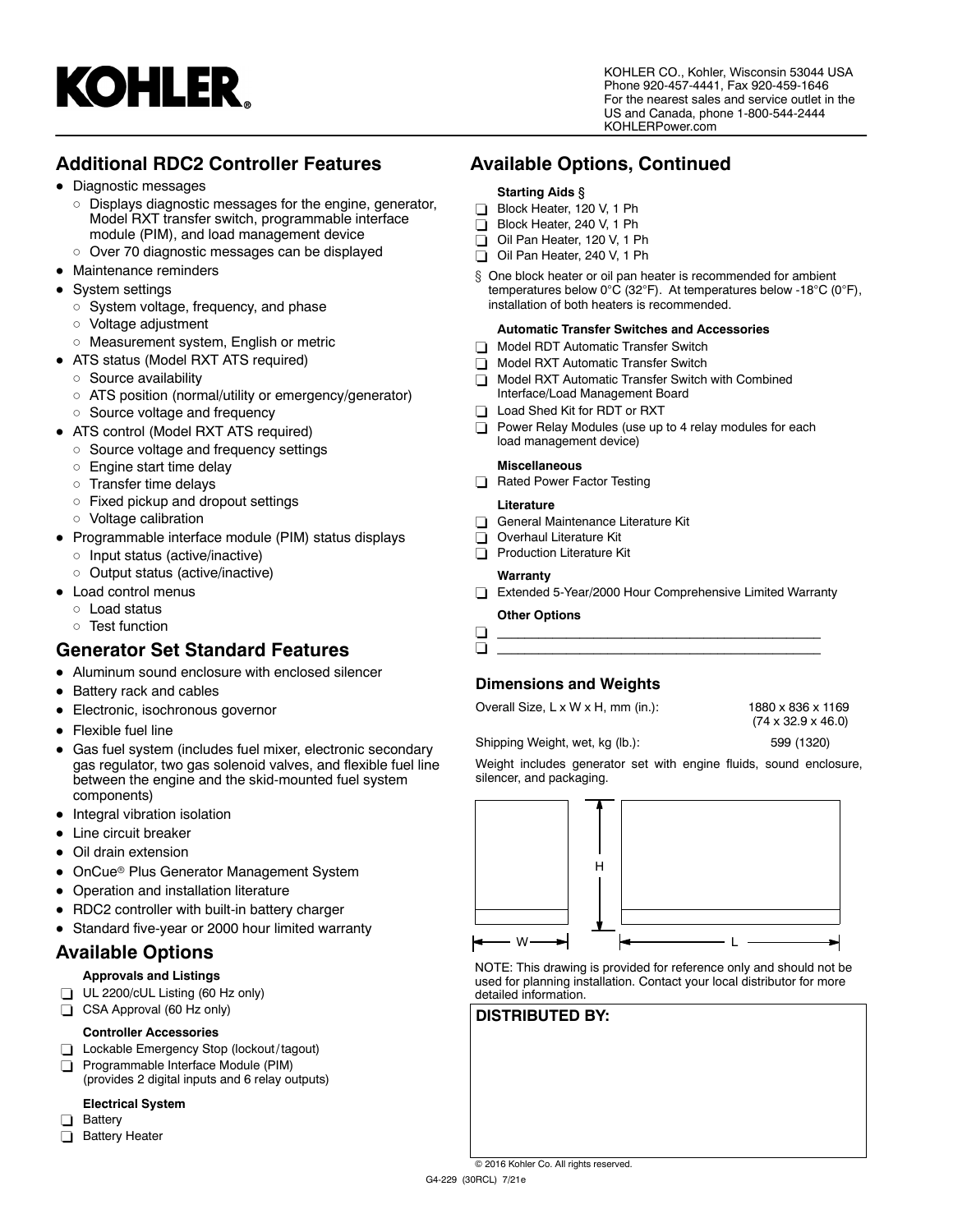KOHLER CO., Kohler, Wisconsin 53044 USA
Phone 920-457-4441, Fax 920-459-1646
For the nearest sales and service outlet in the US and Canada, phone 1-800-544-2444
KOHLERPower.com

## Additional RDC2 Controller Features

- Diagnostic messages
  - Displays diagnostic messages for the engine, generator, Model RXT transfer switch, programmable interface module (PIM), and load management device
  - Over 70 diagnostic messages can be displayed
- Maintenance reminders
- System settings
  - System voltage, frequency, and phase
  - Voltage adjustment
  - Measurement system, English or metric
- ATS status (Model RXT ATS required)
  - Source availability
  - ATS position (normal/utility or emergency/generator)
  - Source voltage and frequency
- ATS control (Model RXT ATS required)
  - Source voltage and frequency settings
  - Engine start time delay
  - Transfer time delays
  - Fixed pickup and dropout settings
  - Voltage calibration
- Programmable interface module (PIM) status displays
  - Input status (active/inactive)
  - Output status (active/inactive)
- Load control menus
  - Load status
  - Test function

## Generator Set Standard Features

- Aluminum sound enclosure with enclosed silencer
- Battery rack and cables
- Electronic, isochronous governor
- Flexible fuel line
- Gas fuel system (includes fuel mixer, electronic secondary gas regulator, two gas solenoid valves, and flexible fuel line between the engine and the skid-mounted fuel system components)
- Integral vibration isolation
- Line circuit breaker
- Oil drain extension
- OnCue® Plus Generator Management System
- Operation and installation literature
- RDC2 controller with built-in battery charger
- Standard five-year or 2000 hour limited warranty

## Available Options

**Approvals and Listings**

- ☐ UL 2200/cUL Listing (60 Hz only)
- ☐ CSA Approval (60 Hz only)

**Controller Accessories**

- ☐ Lockable Emergency Stop (lockout/tagout)
- ☐ Programmable Interface Module (PIM) (provides 2 digital inputs and 6 relay outputs)

**Electrical System**

- ☐ Battery
- ☐ Battery Heater

## Available Options, Continued

**Starting Aids §**

- ☐ Block Heater, 120 V, 1 Ph
- ☐ Block Heater, 240 V, 1 Ph
- ☐ Oil Pan Heater, 120 V, 1 Ph
- ☐ Oil Pan Heater, 240 V, 1 Ph

§ One block heater or oil pan heater is recommended for ambient temperatures below 0°C (32°F). At temperatures below -18°C (0°F), installation of both heaters is recommended.

**Automatic Transfer Switches and Accessories**

- ☐ Model RDT Automatic Transfer Switch
- ☐ Model RXT Automatic Transfer Switch
- ☐ Model RXT Automatic Transfer Switch with Combined Interface/Load Management Board
- ☐ Load Shed Kit for RDT or RXT
- ☐ Power Relay Modules (use up to 4 relay modules for each load management device)

**Miscellaneous**

- ☐ Rated Power Factor Testing

**Literature**

- ☐ General Maintenance Literature Kit
- ☐ Overhaul Literature Kit
- ☐ Production Literature Kit

**Warranty**

- ☐ Extended 5-Year/2000 Hour Comprehensive Limited Warranty

**Other Options**

- ☐ ____________________________________________
- ☐ ____________________________________________

## Dimensions and Weights

| | |
|---|---|
| Overall Size, L x W x H, mm (in.): | 1880 x 836 x 1169 (74 x 32.9 x 46.0) |
| Shipping Weight, wet, kg (lb.): | 599 (1320) |

Weight includes generator set with engine fluids, sound enclosure, silencer, and packaging.

H
W
L

NOTE: This drawing is provided for reference only and should not be used for planning installation. Contact your local distributor for more detailed information.

**DISTRIBUTED BY:**

© 2016 Kohler Co. All rights reserved.

G4-229 (30RCL) 7/21e